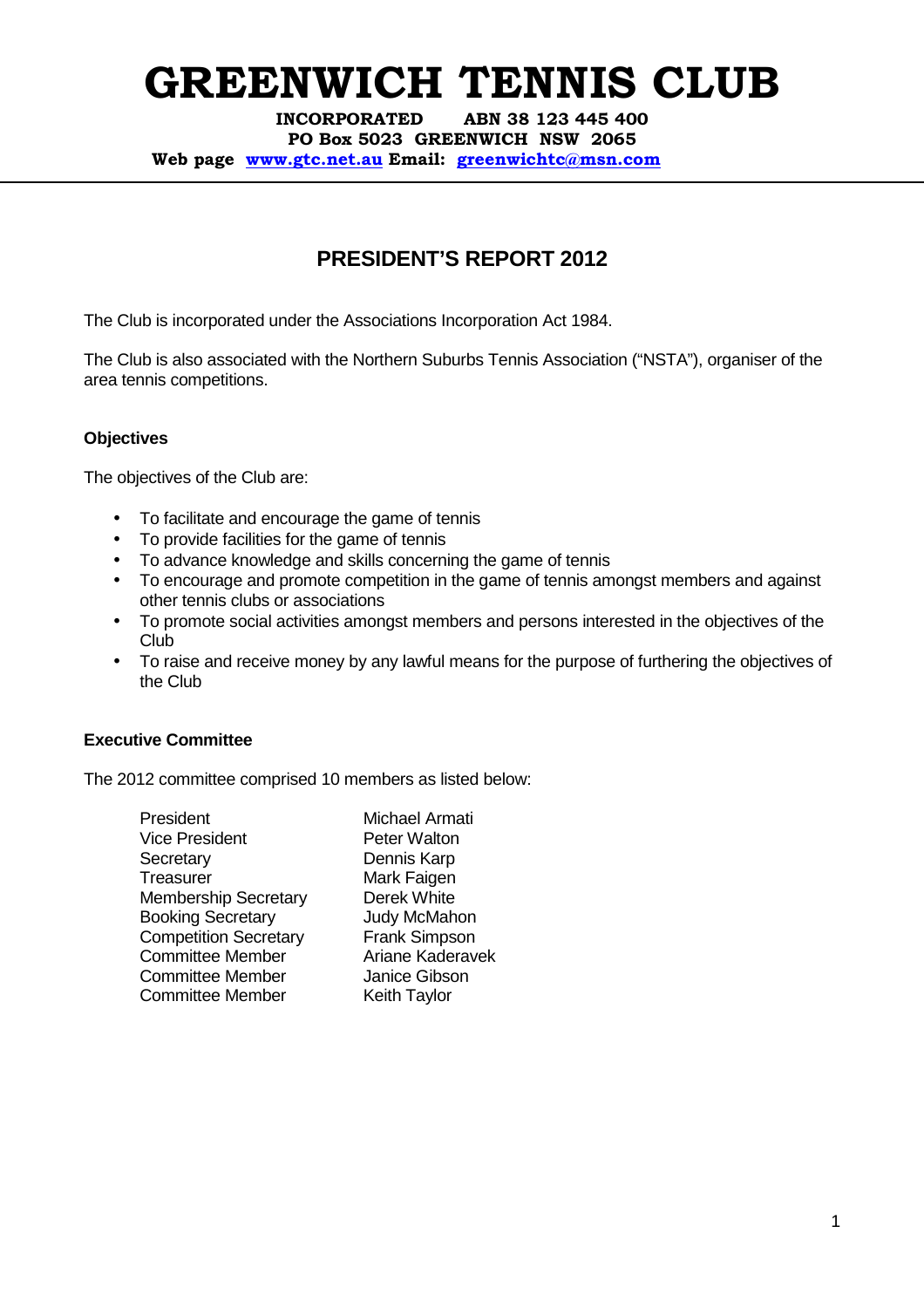# GREENWICH TENNIS CLUB

**INCORPORATED ABN 38 123 445 400**
**PO Box 5023 GREENWICH NSW 2065**
**Web page [www.gtc.net.au](http://www.gtc.net.au) Email: [greenwichtc@msn.com](mailto:greenwichtc@msn.com)**

## PRESIDENT'S REPORT 2012

The Club is incorporated under the Associations Incorporation Act 1984.

The Club is also associated with the Northern Suburbs Tennis Association ("NSTA"), organiser of the area tennis competitions.

### Objectives

The objectives of the Club are:

- To facilitate and encourage the game of tennis
- To provide facilities for the game of tennis
- To advance knowledge and skills concerning the game of tennis
- To encourage and promote competition in the game of tennis amongst members and against other tennis clubs or associations
- To promote social activities amongst members and persons interested in the objectives of the Club
- To raise and receive money by any lawful means for the purpose of furthering the objectives of the Club

### Executive Committee

The 2012 committee comprised 10 members as listed below:

| | |
|---|---|
| President | Michael Armati |
| Vice President | Peter Walton |
| Secretary | Dennis Karp |
| Treasurer | Mark Faigen |
| Membership Secretary | Derek White |
| Booking Secretary | Judy McMahon |
| Competition Secretary | Frank Simpson |
| Committee Member | Ariane Kaderavek |
| Committee Member | Janice Gibson |
| Committee Member | Keith Taylor |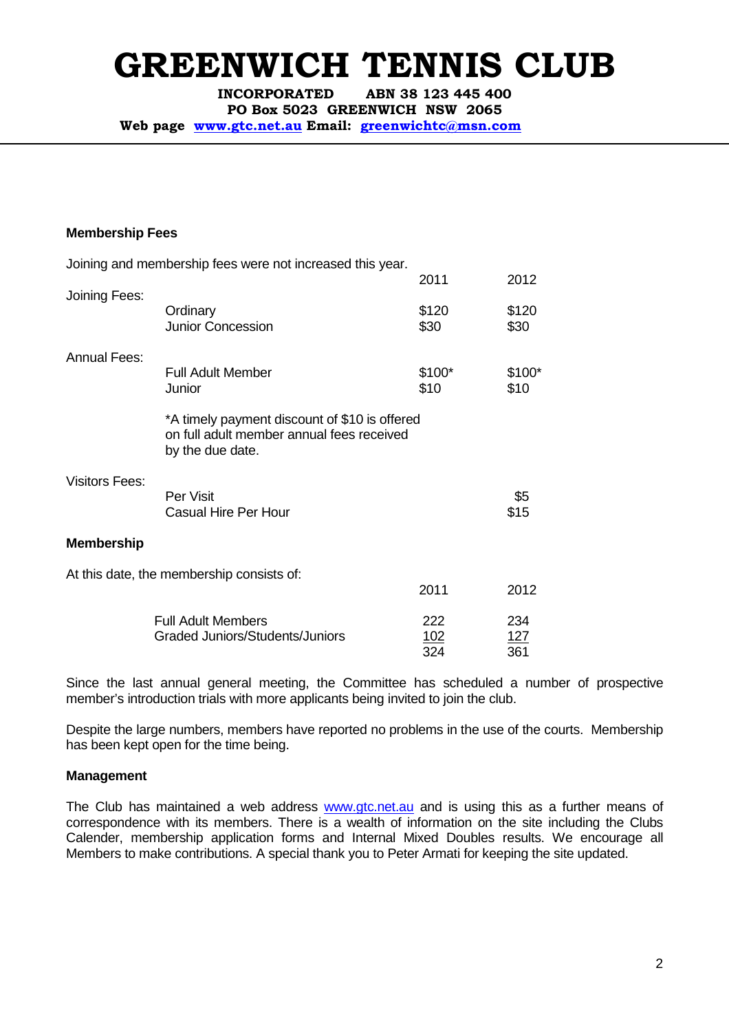# GREENWICH TENNIS CLUB

**INCORPORATED ABN 38 123 445 400**
**PO Box 5023 GREENWICH NSW 2065**
**Web page [www.gtc.net.au](http://www.gtc.net.au) Email: [greenwichtc@msn.com](mailto:greenwichtc@msn.com)**

**Membership Fees**

Joining and membership fees were not increased this year.

| | | 2011 | 2012 |
|---|---|---|---|
| Joining Fees: | Ordinary | $120 | $120 |
| | Junior Concession | $30 | $30 |
| Annual Fees: | Full Adult Member | $100* | $100* |
| | Junior | $10 | $10 |
| | *A timely payment discount of $10 is offered on full adult member annual fees received by the due date. | | |
| Visitors Fees: | Per Visit | | $5 |
| | Casual Hire Per Hour | | $15 |

**Membership**

At this date, the membership consists of:

| | 2011 | 2012 |
|---|---|---|
| Full Adult Members | 222 | 234 |
| Graded Juniors/Students/Juniors | 102 | 127 |
| | 324 | 361 |

Since the last annual general meeting, the Committee has scheduled a number of prospective member's introduction trials with more applicants being invited to join the club.

Despite the large numbers, members have reported no problems in the use of the courts. Membership has been kept open for the time being.

**Management**

The Club has maintained a web address [www.gtc.net.au](http://www.gtc.net.au) and is using this as a further means of correspondence with its members. There is a wealth of information on the site including the Clubs Calender, membership application forms and Internal Mixed Doubles results. We encourage all Members to make contributions. A special thank you to Peter Armati for keeping the site updated.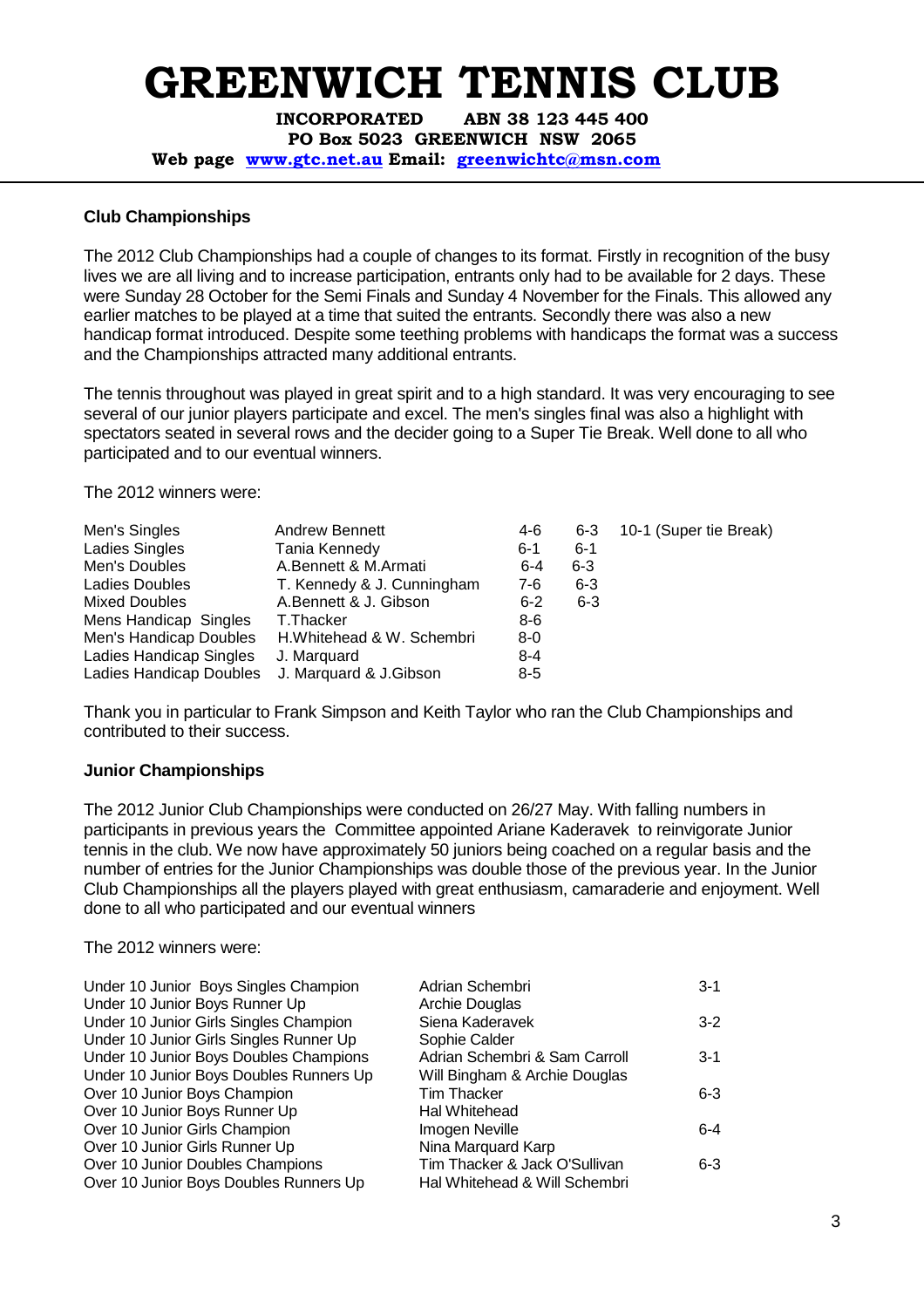# GREENWICH TENNIS CLUB

**INCORPORATED ABN 38 123 445 400**
**PO Box 5023 GREENWICH NSW 2065**
**Web page [www.gtc.net.au](http://www.gtc.net.au) Email: [greenwichtc@msn.com](mailto:greenwichtc@msn.com)**

---

### Club Championships

The 2012 Club Championships had a couple of changes to its format. Firstly in recognition of the busy lives we are all living and to increase participation, entrants only had to be available for 2 days. These were Sunday 28 October for the Semi Finals and Sunday 4 November for the Finals. This allowed any earlier matches to be played at a time that suited the entrants. Secondly there was also a new handicap format introduced. Despite some teething problems with handicaps the format was a success and the Championships attracted many additional entrants.

The tennis throughout was played in great spirit and to a high standard. It was very encouraging to see several of our junior players participate and excel. The men's singles final was also a highlight with spectators seated in several rows and the decider going to a Super Tie Break. Well done to all who participated and to our eventual winners.

The 2012 winners were:

| Event | Winner | | | |
|---|---|---|---|---|
| Men's Singles | Andrew Bennett | 4-6 | 6-3 | 10-1 (Super tie Break) |
| Ladies Singles | Tania Kennedy | 6-1 | 6-1 | |
| Men's Doubles | A.Bennett & M.Armati | 6-4 | 6-3 | |
| Ladies Doubles | T. Kennedy & J. Cunningham | 7-6 | 6-3 | |
| Mixed Doubles | A.Bennett & J. Gibson | 6-2 | 6-3 | |
| Mens Handicap Singles | T.Thacker | 8-6 | | |
| Men's Handicap Doubles | H.Whitehead & W. Schembri | 8-0 | | |
| Ladies Handicap Singles | J. Marquard | 8-4 | | |
| Ladies Handicap Doubles | J. Marquard & J.Gibson | 8-5 | | |

Thank you in particular to Frank Simpson and Keith Taylor who ran the Club Championships and contributed to their success.

### Junior Championships

The 2012 Junior Club Championships were conducted on 26/27 May. With falling numbers in participants in previous years the Committee appointed Ariane Kaderavek to reinvigorate Junior tennis in the club. We now have approximately 50 juniors being coached on a regular basis and the number of entries for the Junior Championships was double those of the previous year. In the Junior Club Championships all the players played with great enthusiasm, camaraderie and enjoyment. Well done to all who participated and our eventual winners

The 2012 winners were:

| Event | Player(s) | Score |
|---|---|---|
| Under 10 Junior Boys Singles Champion | Adrian Schembri | 3-1 |
| Under 10 Junior Boys Runner Up | Archie Douglas | |
| Under 10 Junior Girls Singles Champion | Siena Kaderavek | 3-2 |
| Under 10 Junior Girls Singles Runner Up | Sophie Calder | |
| Under 10 Junior Boys Doubles Champions | Adrian Schembri & Sam Carroll | 3-1 |
| Under 10 Junior Boys Doubles Runners Up | Will Bingham & Archie Douglas | |
| Over 10 Junior Boys Champion | Tim Thacker | 6-3 |
| Over 10 Junior Boys Runner Up | Hal Whitehead | |
| Over 10 Junior Girls Champion | Imogen Neville | 6-4 |
| Over 10 Junior Girls Runner Up | Nina Marquard Karp | |
| Over 10 Junior Doubles Champions | Tim Thacker & Jack O'Sullivan | 6-3 |
| Over 10 Junior Boys Doubles Runners Up | Hal Whitehead & Will Schembri | |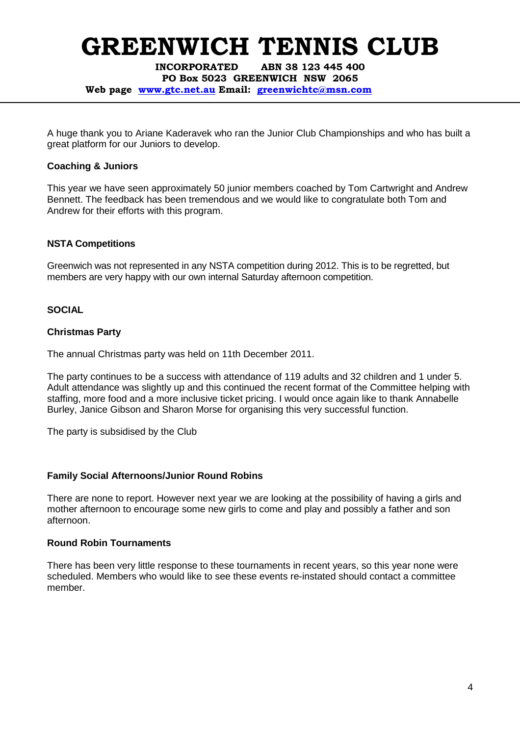A huge thank you to Ariane Kaderavek who ran the Junior Club Championships and who has built a great platform for our Juniors to develop.

### Coaching & Juniors

This year we have seen approximately 50 junior members coached by Tom Cartwright and Andrew Bennett. The feedback has been tremendous and we would like to congratulate both Tom and Andrew for their efforts with this program.

### NSTA Competitions

Greenwich was not represented in any NSTA competition during 2012. This is to be regretted, but members are very happy with our own internal Saturday afternoon competition.

## SOCIAL

### Christmas Party

The annual Christmas party was held on 11th December 2011.

The party continues to be a success with attendance of 119 adults and 32 children and 1 under 5. Adult attendance was slightly up and this continued the recent format of the Committee helping with staffing, more food and a more inclusive ticket pricing. I would once again like to thank Annabelle Burley, Janice Gibson and Sharon Morse for organising this very successful function.

The party is subsidised by the Club

### Family Social Afternoons/Junior Round Robins

There are none to report. However next year we are looking at the possibility of having a girls and mother afternoon to encourage some new girls to come and play and possibly a father and son afternoon.

### Round Robin Tournaments

There has been very little response to these tournaments in recent years, so this year none were scheduled. Members who would like to see these events re-instated should contact a committee member.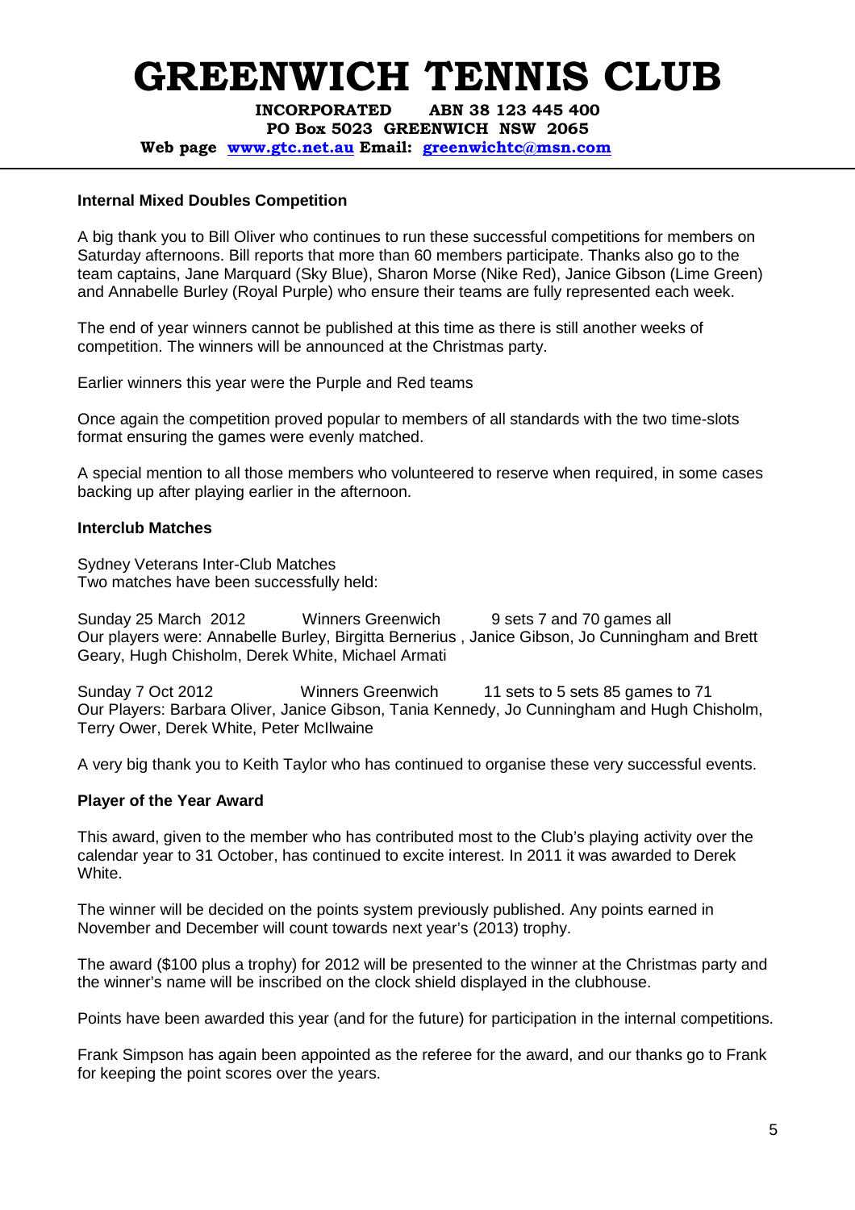# GREENWICH TENNIS CLUB

**INCORPORATED ABN 38 123 445 400**
**PO Box 5023 GREENWICH NSW 2065**
**Web page [www.gtc.net.au](http://www.gtc.net.au) Email: [greenwichtc@msn.com](mailto:greenwichtc@msn.com)**

---

**Internal Mixed Doubles Competition**

A big thank you to Bill Oliver who continues to run these successful competitions for members on Saturday afternoons. Bill reports that more than 60 members participate. Thanks also go to the team captains, Jane Marquard (Sky Blue), Sharon Morse (Nike Red), Janice Gibson (Lime Green) and Annabelle Burley (Royal Purple) who ensure their teams are fully represented each week.

The end of year winners cannot be published at this time as there is still another weeks of competition. The winners will be announced at the Christmas party.

Earlier winners this year were the Purple and Red teams

Once again the competition proved popular to members of all standards with the two time-slots format ensuring the games were evenly matched.

A special mention to all those members who volunteered to reserve when required, in some cases backing up after playing earlier in the afternoon.

**Interclub Matches**

Sydney Veterans Inter-Club Matches
Two matches have been successfully held:

Sunday 25 March 2012 Winners Greenwich 9 sets 7 and 70 games all
Our players were: Annabelle Burley, Birgitta Bernerius , Janice Gibson, Jo Cunningham and Brett Geary, Hugh Chisholm, Derek White, Michael Armati

Sunday 7 Oct 2012 Winners Greenwich 11 sets to 5 sets 85 games to 71
Our Players: Barbara Oliver, Janice Gibson, Tania Kennedy, Jo Cunningham and Hugh Chisholm, Terry Ower, Derek White, Peter McIlwaine

A very big thank you to Keith Taylor who has continued to organise these very successful events.

**Player of the Year Award**

This award, given to the member who has contributed most to the Club's playing activity over the calendar year to 31 October, has continued to excite interest. In 2011 it was awarded to Derek White.

The winner will be decided on the points system previously published. Any points earned in November and December will count towards next year's (2013) trophy.

The award ($100 plus a trophy) for 2012 will be presented to the winner at the Christmas party and the winner's name will be inscribed on the clock shield displayed in the clubhouse.

Points have been awarded this year (and for the future) for participation in the internal competitions.

Frank Simpson has again been appointed as the referee for the award, and our thanks go to Frank for keeping the point scores over the years.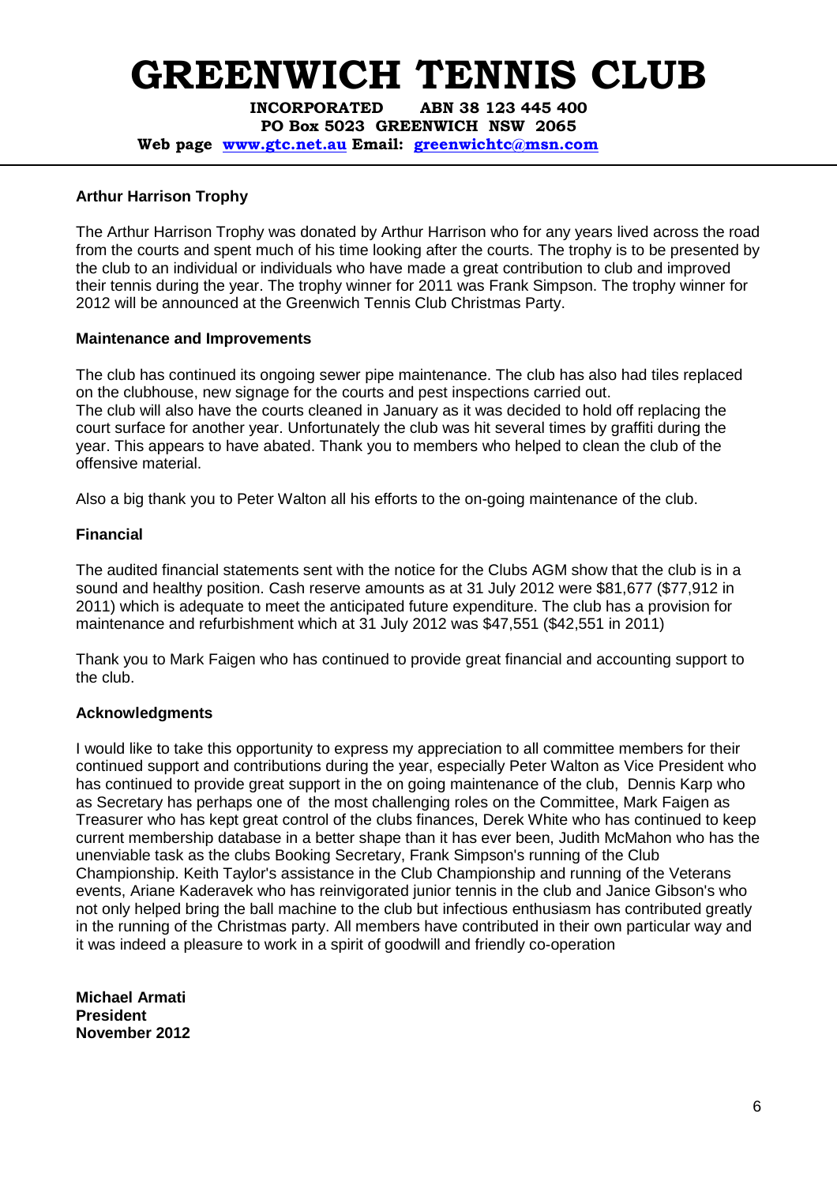# GREENWICH TENNIS CLUB

**INCORPORATED ABN 38 123 445 400**
**PO Box 5023 GREENWICH NSW 2065**
**Web page www.gtc.net.au Email: greenwichtc@msn.com**

### Arthur Harrison Trophy

The Arthur Harrison Trophy was donated by Arthur Harrison who for any years lived across the road from the courts and spent much of his time looking after the courts. The trophy is to be presented by the club to an individual or individuals who have made a great contribution to club and improved their tennis during the year. The trophy winner for 2011 was Frank Simpson. The trophy winner for 2012 will be announced at the Greenwich Tennis Club Christmas Party.

### Maintenance and Improvements

The club has continued its ongoing sewer pipe maintenance. The club has also had tiles replaced on the clubhouse, new signage for the courts and pest inspections carried out.
The club will also have the courts cleaned in January as it was decided to hold off replacing the court surface for another year. Unfortunately the club was hit several times by graffiti during the year. This appears to have abated. Thank you to members who helped to clean the club of the offensive material.

Also a big thank you to Peter Walton all his efforts to the on-going maintenance of the club.

### Financial

The audited financial statements sent with the notice for the Clubs AGM show that the club is in a sound and healthy position. Cash reserve amounts as at 31 July 2012 were $81,677 ($77,912 in 2011) which is adequate to meet the anticipated future expenditure. The club has a provision for maintenance and refurbishment which at 31 July 2012 was $47,551 ($42,551 in 2011)

Thank you to Mark Faigen who has continued to provide great financial and accounting support to the club.

### Acknowledgments

I would like to take this opportunity to express my appreciation to all committee members for their continued support and contributions during the year, especially Peter Walton as Vice President who has continued to provide great support in the on going maintenance of the club, Dennis Karp who as Secretary has perhaps one of the most challenging roles on the Committee, Mark Faigen as Treasurer who has kept great control of the clubs finances, Derek White who has continued to keep current membership database in a better shape than it has ever been, Judith McMahon who has the unenviable task as the clubs Booking Secretary, Frank Simpson's running of the Club Championship. Keith Taylor's assistance in the Club Championship and running of the Veterans events, Ariane Kaderavek who has reinvigorated junior tennis in the club and Janice Gibson's who not only helped bring the ball machine to the club but infectious enthusiasm has contributed greatly in the running of the Christmas party. All members have contributed in their own particular way and it was indeed a pleasure to work in a spirit of goodwill and friendly co-operation

**Michael Armati**
**President**
**November 2012**